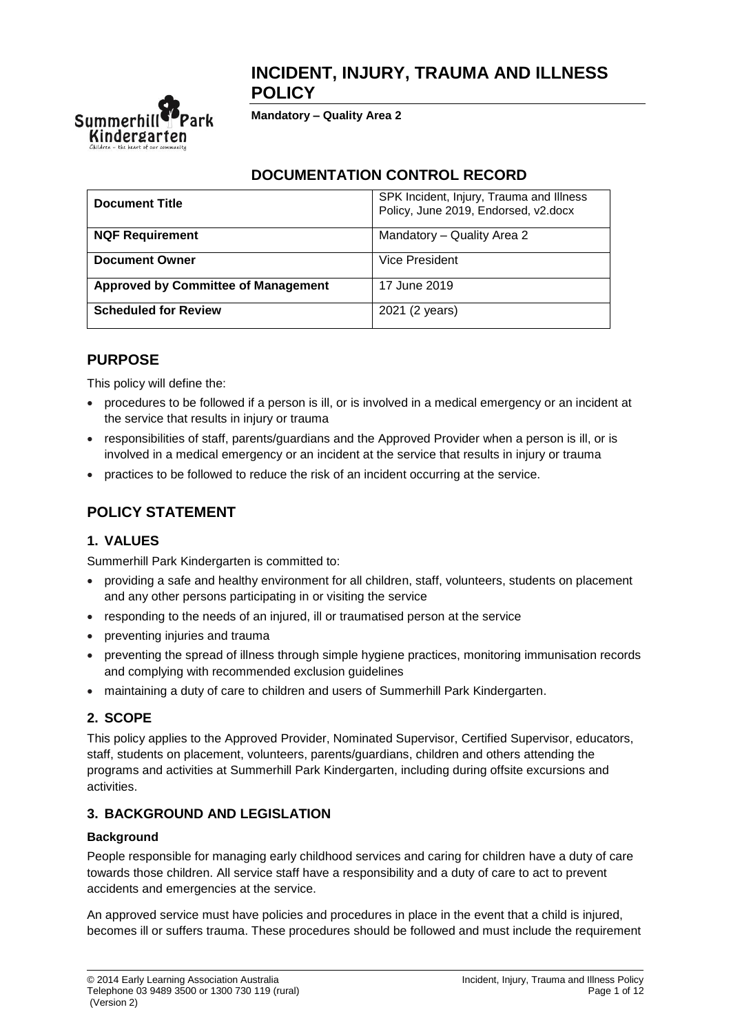# INCIDENT, INJURY, TRAUMA AND ILLNESS POLICY

**Mandatory – Quality Area 2**

## DOCUMENTATION CONTROL RECORD

| **Document Title** | SPK Incident, Injury, Trauma and Illness Policy, June 2019, Endorsed, v2.docx |
|---|---|
| **NQF Requirement** | Mandatory – Quality Area 2 |
| **Document Owner** | Vice President |
| **Approved by Committee of Management** | 17 June 2019 |
| **Scheduled for Review** | 2021 (2 years) |

## PURPOSE

This policy will define the:

- procedures to be followed if a person is ill, or is involved in a medical emergency or an incident at the service that results in injury or trauma
- responsibilities of staff, parents/guardians and the Approved Provider when a person is ill, or is involved in a medical emergency or an incident at the service that results in injury or trauma
- practices to be followed to reduce the risk of an incident occurring at the service.

## POLICY STATEMENT

### 1. VALUES

Summerhill Park Kindergarten is committed to:

- providing a safe and healthy environment for all children, staff, volunteers, students on placement and any other persons participating in or visiting the service
- responding to the needs of an injured, ill or traumatised person at the service
- preventing injuries and trauma
- preventing the spread of illness through simple hygiene practices, monitoring immunisation records and complying with recommended exclusion guidelines
- maintaining a duty of care to children and users of Summerhill Park Kindergarten.

### 2. SCOPE

This policy applies to the Approved Provider, Nominated Supervisor, Certified Supervisor, educators, staff, students on placement, volunteers, parents/guardians, children and others attending the programs and activities at Summerhill Park Kindergarten, including during offsite excursions and activities.

### 3. BACKGROUND AND LEGISLATION

**Background**

People responsible for managing early childhood services and caring for children have a duty of care towards those children. All service staff have a responsibility and a duty of care to act to prevent accidents and emergencies at the service.

An approved service must have policies and procedures in place in the event that a child is injured, becomes ill or suffers trauma. These procedures should be followed and must include the requirement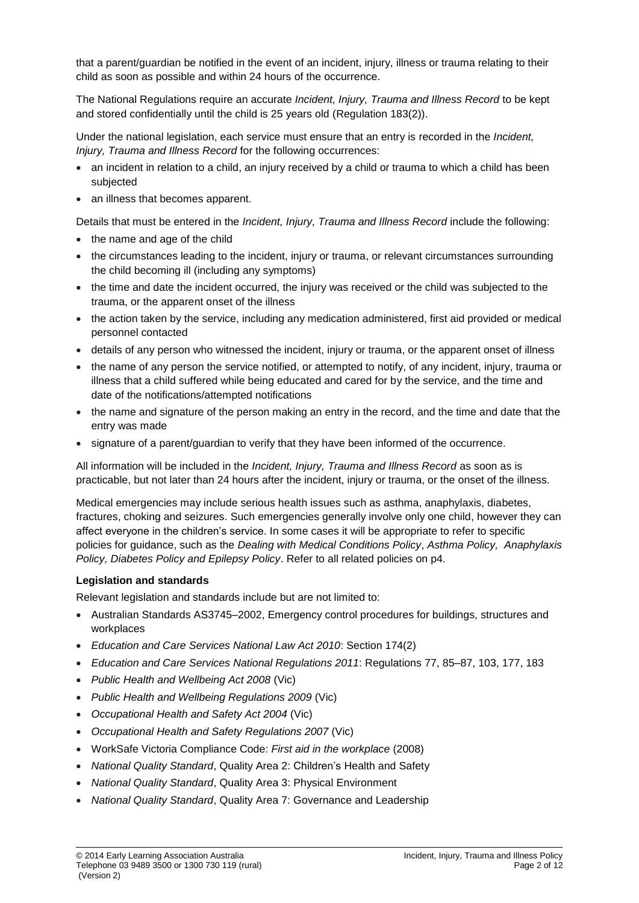that a parent/guardian be notified in the event of an incident, injury, illness or trauma relating to their child as soon as possible and within 24 hours of the occurrence.

The National Regulations require an accurate *Incident, Injury, Trauma and Illness Record* to be kept and stored confidentially until the child is 25 years old (Regulation 183(2)).

Under the national legislation, each service must ensure that an entry is recorded in the *Incident, Injury, Trauma and Illness Record* for the following occurrences:

- an incident in relation to a child, an injury received by a child or trauma to which a child has been subjected
- an illness that becomes apparent.

Details that must be entered in the *Incident, Injury, Trauma and Illness Record* include the following:

- the name and age of the child
- the circumstances leading to the incident, injury or trauma, or relevant circumstances surrounding the child becoming ill (including any symptoms)
- the time and date the incident occurred, the injury was received or the child was subjected to the trauma, or the apparent onset of the illness
- the action taken by the service, including any medication administered, first aid provided or medical personnel contacted
- details of any person who witnessed the incident, injury or trauma, or the apparent onset of illness
- the name of any person the service notified, or attempted to notify, of any incident, injury, trauma or illness that a child suffered while being educated and cared for by the service, and the time and date of the notifications/attempted notifications
- the name and signature of the person making an entry in the record, and the time and date that the entry was made
- signature of a parent/guardian to verify that they have been informed of the occurrence.

All information will be included in the *Incident, Injury, Trauma and Illness Record* as soon as is practicable, but not later than 24 hours after the incident, injury or trauma, or the onset of the illness.

Medical emergencies may include serious health issues such as asthma, anaphylaxis, diabetes, fractures, choking and seizures. Such emergencies generally involve only one child, however they can affect everyone in the children's service. In some cases it will be appropriate to refer to specific policies for guidance, such as the *Dealing with Medical Conditions Policy*, *Asthma Policy, Anaphylaxis Policy, Diabetes Policy and Epilepsy Policy*. Refer to all related policies on p4.

**Legislation and standards**

Relevant legislation and standards include but are not limited to:

- Australian Standards AS3745–2002, Emergency control procedures for buildings, structures and workplaces
- *Education and Care Services National Law Act 2010*: Section 174(2)
- *Education and Care Services National Regulations 2011*: Regulations 77, 85–87, 103, 177, 183
- *Public Health and Wellbeing Act 2008* (Vic)
- *Public Health and Wellbeing Regulations 2009* (Vic)
- *Occupational Health and Safety Act 2004* (Vic)
- *Occupational Health and Safety Regulations 2007* (Vic)
- WorkSafe Victoria Compliance Code: *First aid in the workplace* (2008)
- *National Quality Standard*, Quality Area 2: Children's Health and Safety
- *National Quality Standard*, Quality Area 3: Physical Environment
- *National Quality Standard*, Quality Area 7: Governance and Leadership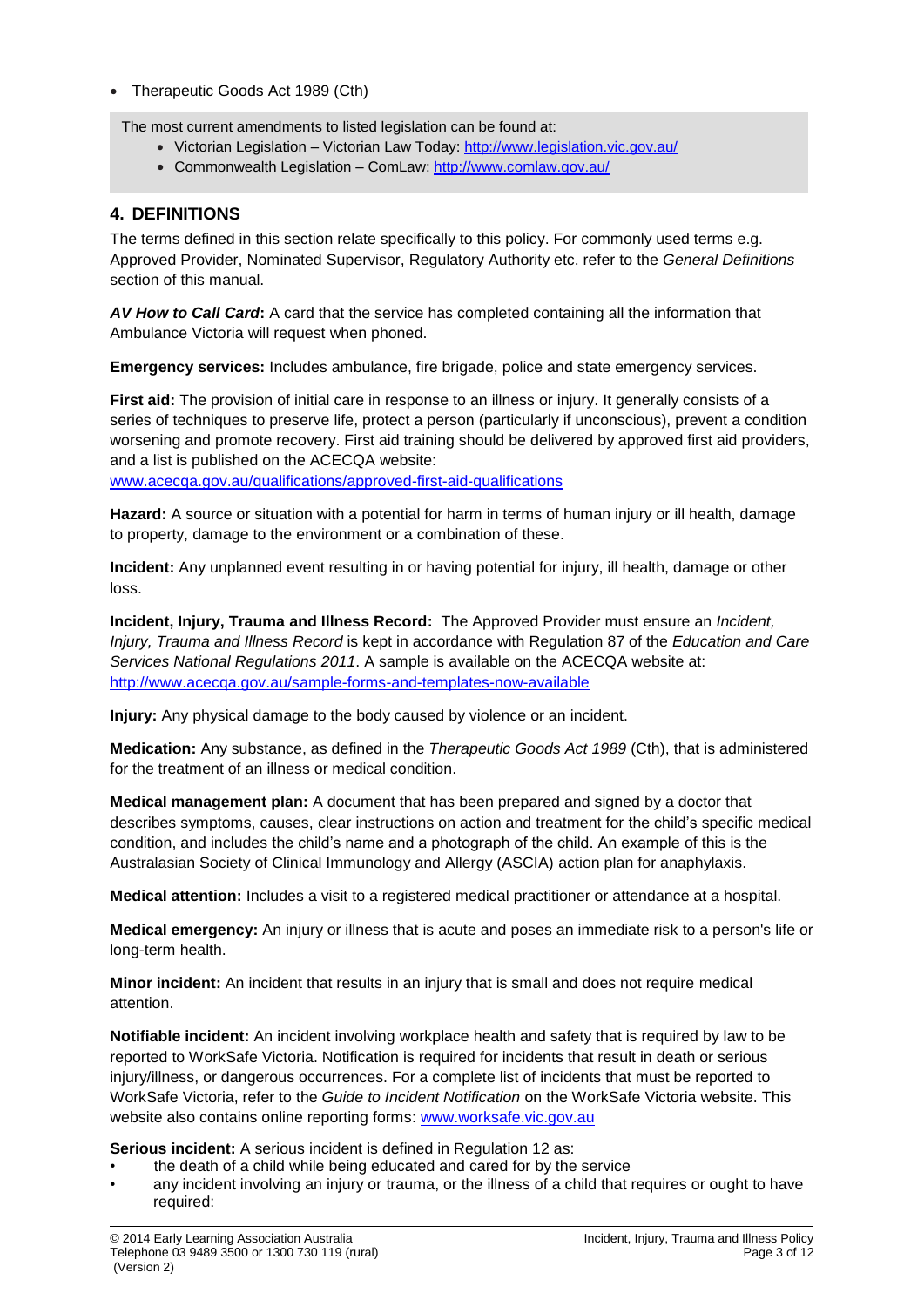- Therapeutic Goods Act 1989 (Cth)

The most current amendments to listed legislation can be found at:

- Victorian Legislation – Victorian Law Today: http://www.legislation.vic.gov.au/
- Commonwealth Legislation – ComLaw: http://www.comlaw.gov.au/

## 4. DEFINITIONS

The terms defined in this section relate specifically to this policy. For commonly used terms e.g. Approved Provider, Nominated Supervisor, Regulatory Authority etc. refer to the *General Definitions* section of this manual.

***AV How to Call Card*:** A card that the service has completed containing all the information that Ambulance Victoria will request when phoned.

**Emergency services:** Includes ambulance, fire brigade, police and state emergency services.

**First aid:** The provision of initial care in response to an illness or injury. It generally consists of a series of techniques to preserve life, protect a person (particularly if unconscious), prevent a condition worsening and promote recovery. First aid training should be delivered by approved first aid providers, and a list is published on the ACECQA website: www.acecqa.gov.au/qualifications/approved-first-aid-qualifications

**Hazard:** A source or situation with a potential for harm in terms of human injury or ill health, damage to property, damage to the environment or a combination of these.

**Incident:** Any unplanned event resulting in or having potential for injury, ill health, damage or other loss.

**Incident, Injury, Trauma and Illness Record:** The Approved Provider must ensure an *Incident, Injury, Trauma and Illness Record* is kept in accordance with Regulation 87 of the *Education and Care Services National Regulations 2011*. A sample is available on the ACECQA website at: http://www.acecqa.gov.au/sample-forms-and-templates-now-available

**Injury:** Any physical damage to the body caused by violence or an incident.

**Medication:** Any substance, as defined in the *Therapeutic Goods Act 1989* (Cth), that is administered for the treatment of an illness or medical condition.

**Medical management plan:** A document that has been prepared and signed by a doctor that describes symptoms, causes, clear instructions on action and treatment for the child's specific medical condition, and includes the child's name and a photograph of the child. An example of this is the Australasian Society of Clinical Immunology and Allergy (ASCIA) action plan for anaphylaxis.

**Medical attention:** Includes a visit to a registered medical practitioner or attendance at a hospital.

**Medical emergency:** An injury or illness that is acute and poses an immediate risk to a person's life or long-term health.

**Minor incident:** An incident that results in an injury that is small and does not require medical attention.

**Notifiable incident:** An incident involving workplace health and safety that is required by law to be reported to WorkSafe Victoria. Notification is required for incidents that result in death or serious injury/illness, or dangerous occurrences. For a complete list of incidents that must be reported to WorkSafe Victoria, refer to the *Guide to Incident Notification* on the WorkSafe Victoria website. This website also contains online reporting forms: www.worksafe.vic.gov.au

**Serious incident:** A serious incident is defined in Regulation 12 as:

- the death of a child while being educated and cared for by the service
- any incident involving an injury or trauma, or the illness of a child that requires or ought to have required: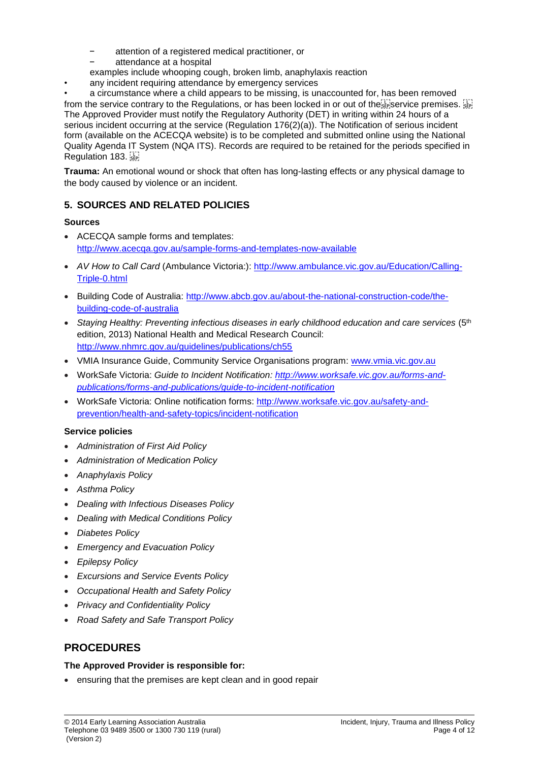- attention of a registered medical practitioner, or
  - attendance at a hospital

  examples include whooping cough, broken limb, anaphylaxis reaction
- any incident requiring attendance by emergency services
- a circumstance where a child appears to be missing, is unaccounted for, has been removed from the service contrary to the Regulations, or has been locked in or out of the service premises.

The Approved Provider must notify the Regulatory Authority (DET) in writing within 24 hours of a serious incident occurring at the service (Regulation 176(2)(a)). The Notification of serious incident form (available on the ACECQA website) is to be completed and submitted online using the National Quality Agenda IT System (NQA ITS). Records are required to be retained for the periods specified in Regulation 183.

**Trauma:** An emotional wound or shock that often has long-lasting effects or any physical damage to the body caused by violence or an incident.

## 5. SOURCES AND RELATED POLICIES

### Sources

- ACECQA sample forms and templates: http://www.acecqa.gov.au/sample-forms-and-templates-now-available
- *AV How to Call Card* (Ambulance Victoria:): http://www.ambulance.vic.gov.au/Education/Calling-Triple-0.html
- Building Code of Australia: http://www.abcb.gov.au/about-the-national-construction-code/the-building-code-of-australia
- *Staying Healthy: Preventing infectious diseases in early childhood education and care services* (5th edition, 2013) National Health and Medical Research Council: http://www.nhmrc.gov.au/guidelines/publications/ch55
- VMIA Insurance Guide, Community Service Organisations program: www.vmia.vic.gov.au
- WorkSafe Victoria: *Guide to Incident Notification: http://www.worksafe.vic.gov.au/forms-and-publications/forms-and-publications/guide-to-incident-notification*
- WorkSafe Victoria: Online notification forms: http://www.worksafe.vic.gov.au/safety-and-prevention/health-and-safety-topics/incident-notification

### Service policies

- *Administration of First Aid Policy*
- *Administration of Medication Policy*
- *Anaphylaxis Policy*
- *Asthma Policy*
- *Dealing with Infectious Diseases Policy*
- *Dealing with Medical Conditions Policy*
- *Diabetes Policy*
- *Emergency and Evacuation Policy*
- *Epilepsy Policy*
- *Excursions and Service Events Policy*
- *Occupational Health and Safety Policy*
- *Privacy and Confidentiality Policy*
- *Road Safety and Safe Transport Policy*

# PROCEDURES

**The Approved Provider is responsible for:**

- ensuring that the premises are kept clean and in good repair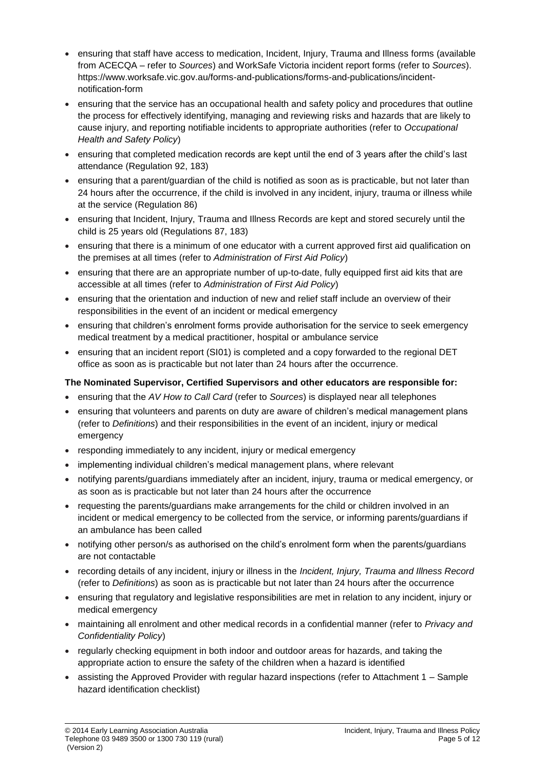- ensuring that staff have access to medication, Incident, Injury, Trauma and Illness forms (available from ACECQA – refer to *Sources*) and WorkSafe Victoria incident report forms (refer to *Sources*). https://www.worksafe.vic.gov.au/forms-and-publications/forms-and-publications/incident-notification-form
- ensuring that the service has an occupational health and safety policy and procedures that outline the process for effectively identifying, managing and reviewing risks and hazards that are likely to cause injury, and reporting notifiable incidents to appropriate authorities (refer to *Occupational Health and Safety Policy*)
- ensuring that completed medication records are kept until the end of 3 years after the child's last attendance (Regulation 92, 183)
- ensuring that a parent/guardian of the child is notified as soon as is practicable, but not later than 24 hours after the occurrence, if the child is involved in any incident, injury, trauma or illness while at the service (Regulation 86)
- ensuring that Incident, Injury, Trauma and Illness Records are kept and stored securely until the child is 25 years old (Regulations 87, 183)
- ensuring that there is a minimum of one educator with a current approved first aid qualification on the premises at all times (refer to *Administration of First Aid Policy*)
- ensuring that there are an appropriate number of up-to-date, fully equipped first aid kits that are accessible at all times (refer to *Administration of First Aid Policy*)
- ensuring that the orientation and induction of new and relief staff include an overview of their responsibilities in the event of an incident or medical emergency
- ensuring that children's enrolment forms provide authorisation for the service to seek emergency medical treatment by a medical practitioner, hospital or ambulance service
- ensuring that an incident report (SI01) is completed and a copy forwarded to the regional DET office as soon as is practicable but not later than 24 hours after the occurrence.

**The Nominated Supervisor, Certified Supervisors and other educators are responsible for:**

- ensuring that the *AV How to Call Card* (refer to *Sources*) is displayed near all telephones
- ensuring that volunteers and parents on duty are aware of children's medical management plans (refer to *Definitions*) and their responsibilities in the event of an incident, injury or medical emergency
- responding immediately to any incident, injury or medical emergency
- implementing individual children's medical management plans, where relevant
- notifying parents/guardians immediately after an incident, injury, trauma or medical emergency, or as soon as is practicable but not later than 24 hours after the occurrence
- requesting the parents/guardians make arrangements for the child or children involved in an incident or medical emergency to be collected from the service, or informing parents/guardians if an ambulance has been called
- notifying other person/s as authorised on the child's enrolment form when the parents/guardians are not contactable
- recording details of any incident, injury or illness in the *Incident, Injury, Trauma and Illness Record* (refer to *Definitions*) as soon as is practicable but not later than 24 hours after the occurrence
- ensuring that regulatory and legislative responsibilities are met in relation to any incident, injury or medical emergency
- maintaining all enrolment and other medical records in a confidential manner (refer to *Privacy and Confidentiality Policy*)
- regularly checking equipment in both indoor and outdoor areas for hazards, and taking the appropriate action to ensure the safety of the children when a hazard is identified
- assisting the Approved Provider with regular hazard inspections (refer to Attachment 1 – Sample hazard identification checklist)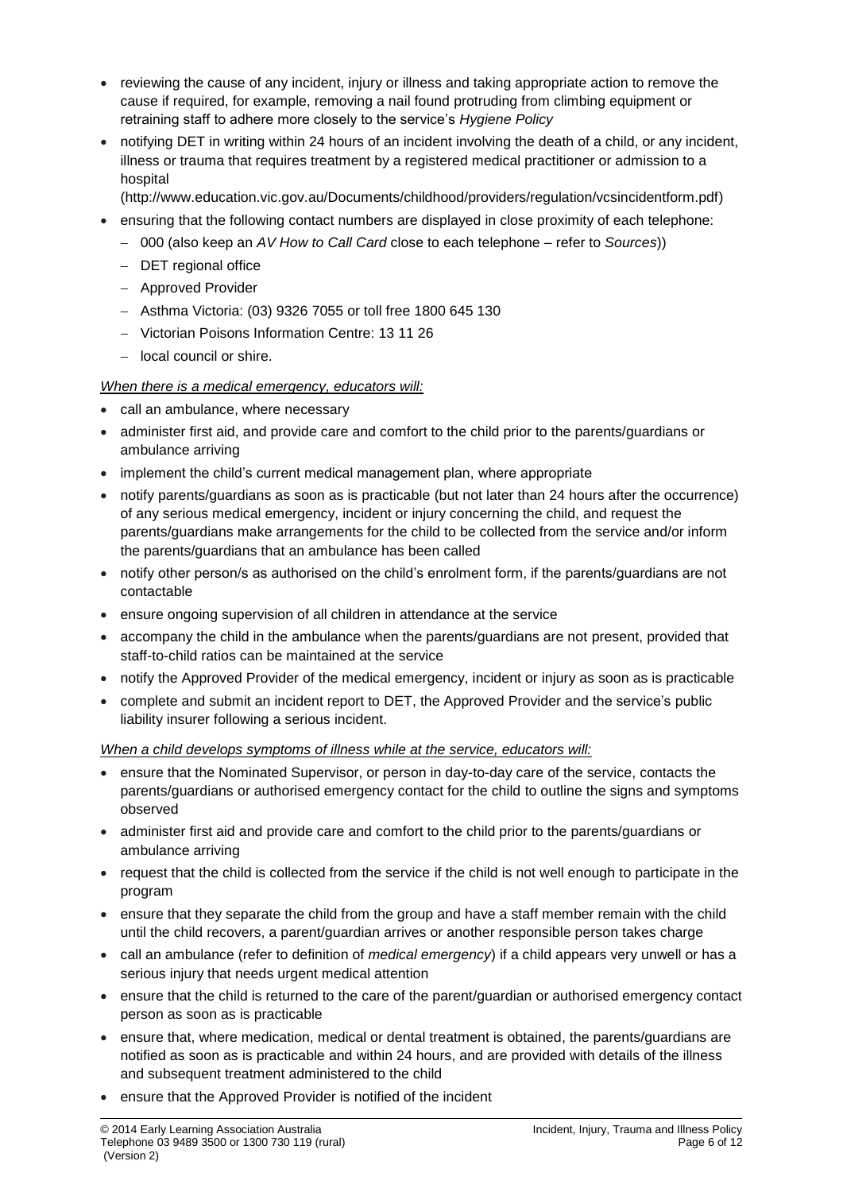- reviewing the cause of any incident, injury or illness and taking appropriate action to remove the cause if required, for example, removing a nail found protruding from climbing equipment or retraining staff to adhere more closely to the service's *Hygiene Policy*
- notifying DET in writing within 24 hours of an incident involving the death of a child, or any incident, illness or trauma that requires treatment by a registered medical practitioner or admission to a hospital (http://www.education.vic.gov.au/Documents/childhood/providers/regulation/vcsincidentform.pdf)
- ensuring that the following contact numbers are displayed in close proximity of each telephone:
  - 000 (also keep an *AV How to Call Card* close to each telephone – refer to *Sources*))
  - DET regional office
  - Approved Provider
  - Asthma Victoria: (03) 9326 7055 or toll free 1800 645 130
  - Victorian Poisons Information Centre: 13 11 26
  - local council or shire.

*When there is a medical emergency, educators will:*

- call an ambulance, where necessary
- administer first aid, and provide care and comfort to the child prior to the parents/guardians or ambulance arriving
- implement the child's current medical management plan, where appropriate
- notify parents/guardians as soon as is practicable (but not later than 24 hours after the occurrence) of any serious medical emergency, incident or injury concerning the child, and request the parents/guardians make arrangements for the child to be collected from the service and/or inform the parents/guardians that an ambulance has been called
- notify other person/s as authorised on the child's enrolment form, if the parents/guardians are not contactable
- ensure ongoing supervision of all children in attendance at the service
- accompany the child in the ambulance when the parents/guardians are not present, provided that staff-to-child ratios can be maintained at the service
- notify the Approved Provider of the medical emergency, incident or injury as soon as is practicable
- complete and submit an incident report to DET, the Approved Provider and the service's public liability insurer following a serious incident.

*When a child develops symptoms of illness while at the service, educators will:*

- ensure that the Nominated Supervisor, or person in day-to-day care of the service, contacts the parents/guardians or authorised emergency contact for the child to outline the signs and symptoms observed
- administer first aid and provide care and comfort to the child prior to the parents/guardians or ambulance arriving
- request that the child is collected from the service if the child is not well enough to participate in the program
- ensure that they separate the child from the group and have a staff member remain with the child until the child recovers, a parent/guardian arrives or another responsible person takes charge
- call an ambulance (refer to definition of *medical emergency*) if a child appears very unwell or has a serious injury that needs urgent medical attention
- ensure that the child is returned to the care of the parent/guardian or authorised emergency contact person as soon as is practicable
- ensure that, where medication, medical or dental treatment is obtained, the parents/guardians are notified as soon as is practicable and within 24 hours, and are provided with details of the illness and subsequent treatment administered to the child
- ensure that the Approved Provider is notified of the incident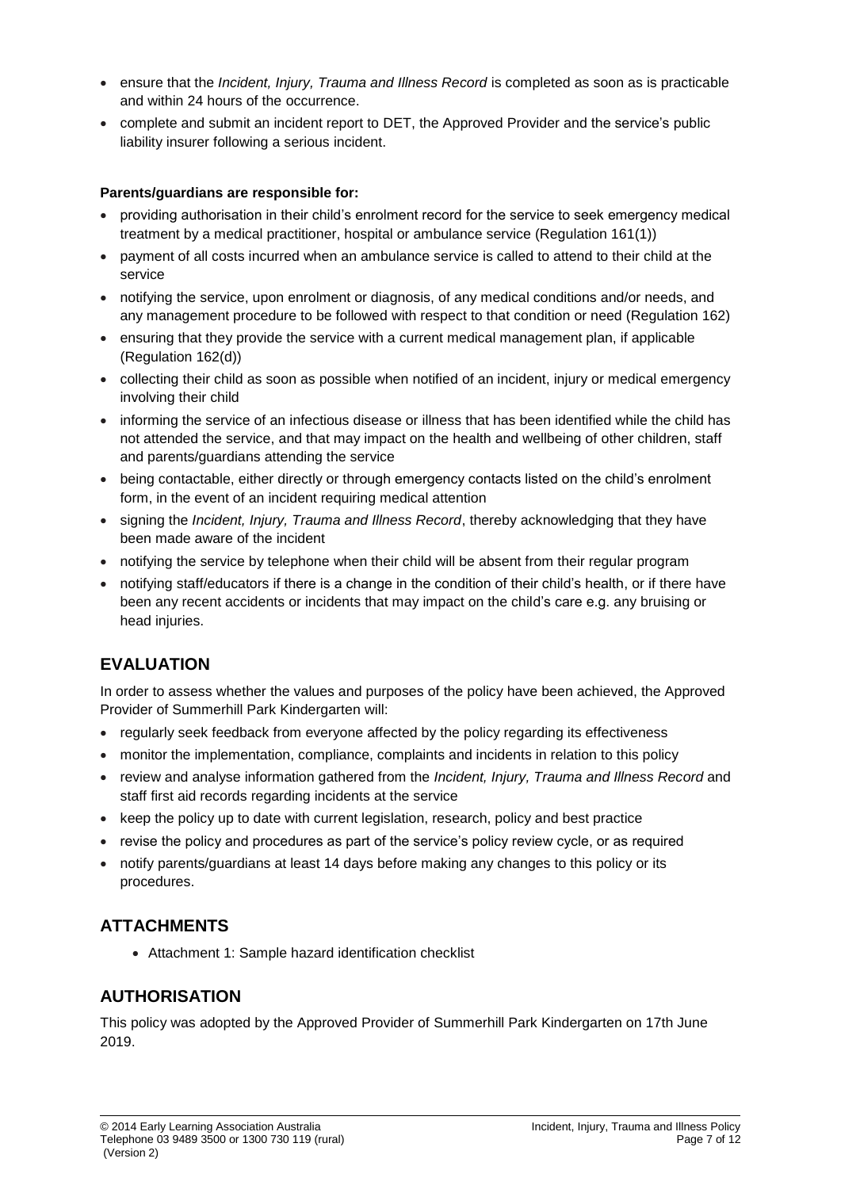- ensure that the *Incident, Injury, Trauma and Illness Record* is completed as soon as is practicable and within 24 hours of the occurrence.
- complete and submit an incident report to DET, the Approved Provider and the service's public liability insurer following a serious incident.

**Parents/guardians are responsible for:**

- providing authorisation in their child's enrolment record for the service to seek emergency medical treatment by a medical practitioner, hospital or ambulance service (Regulation 161(1))
- payment of all costs incurred when an ambulance service is called to attend to their child at the service
- notifying the service, upon enrolment or diagnosis, of any medical conditions and/or needs, and any management procedure to be followed with respect to that condition or need (Regulation 162)
- ensuring that they provide the service with a current medical management plan, if applicable (Regulation 162(d))
- collecting their child as soon as possible when notified of an incident, injury or medical emergency involving their child
- informing the service of an infectious disease or illness that has been identified while the child has not attended the service, and that may impact on the health and wellbeing of other children, staff and parents/guardians attending the service
- being contactable, either directly or through emergency contacts listed on the child's enrolment form, in the event of an incident requiring medical attention
- signing the *Incident, Injury, Trauma and Illness Record*, thereby acknowledging that they have been made aware of the incident
- notifying the service by telephone when their child will be absent from their regular program
- notifying staff/educators if there is a change in the condition of their child's health, or if there have been any recent accidents or incidents that may impact on the child's care e.g. any bruising or head injuries.

## EVALUATION

In order to assess whether the values and purposes of the policy have been achieved, the Approved Provider of Summerhill Park Kindergarten will:

- regularly seek feedback from everyone affected by the policy regarding its effectiveness
- monitor the implementation, compliance, complaints and incidents in relation to this policy
- review and analyse information gathered from the *Incident, Injury, Trauma and Illness Record* and staff first aid records regarding incidents at the service
- keep the policy up to date with current legislation, research, policy and best practice
- revise the policy and procedures as part of the service's policy review cycle, or as required
- notify parents/guardians at least 14 days before making any changes to this policy or its procedures.

## ATTACHMENTS

- Attachment 1: Sample hazard identification checklist

## AUTHORISATION

This policy was adopted by the Approved Provider of Summerhill Park Kindergarten on 17th June 2019.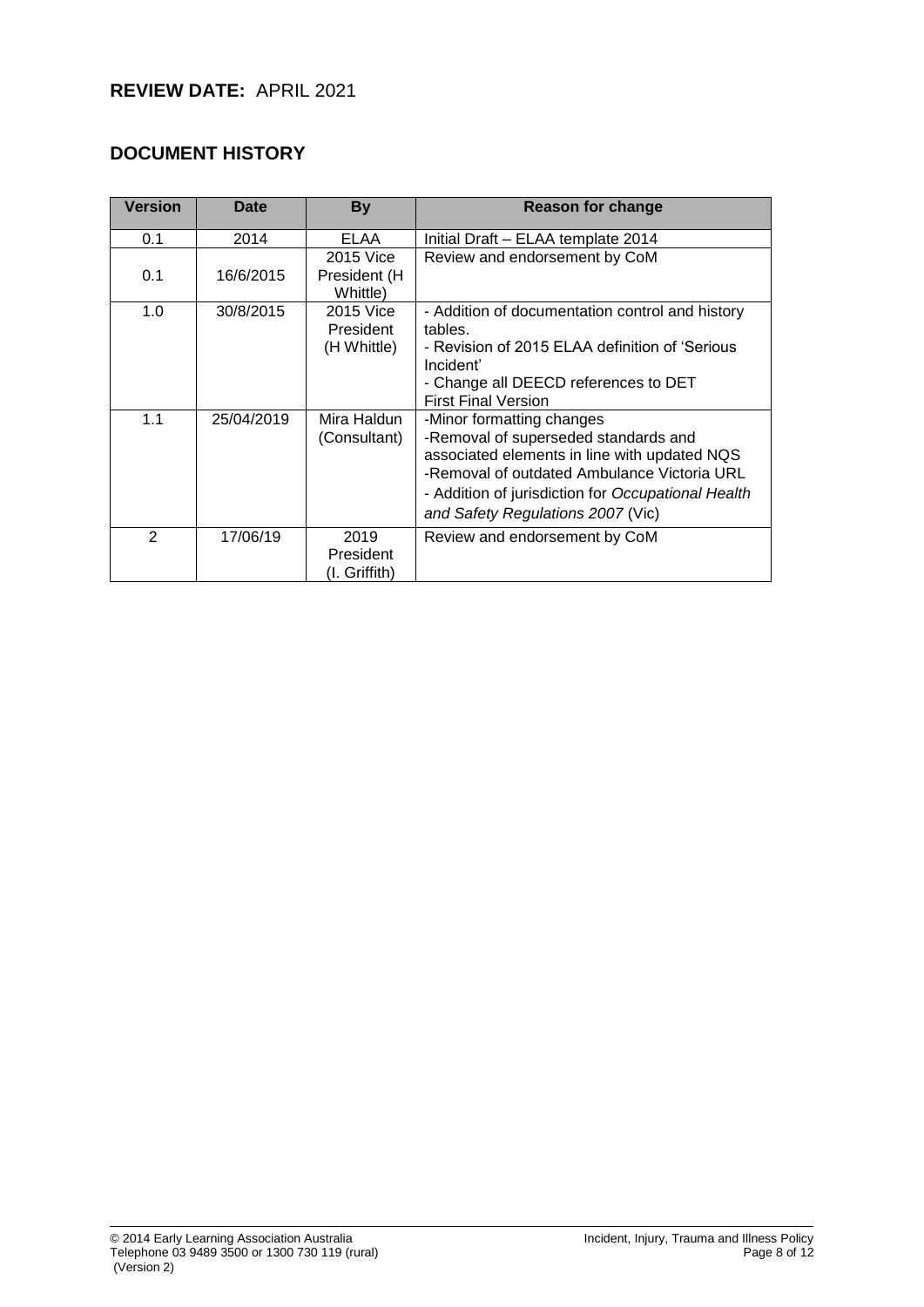## REVIEW DATE: APRIL 2021

## DOCUMENT HISTORY

| Version | Date | By | Reason for change |
|---|---|---|---|
| 0.1 | 2014 | ELAA | Initial Draft – ELAA template 2014 |
| 0.1 | 16/6/2015 | 2015 Vice President (H Whittle) | Review and endorsement by CoM |
| 1.0 | 30/8/2015 | 2015 Vice President (H Whittle) | - Addition of documentation control and history tables.<br>- Revision of 2015 ELAA definition of 'Serious Incident'<br>- Change all DEECD references to DET<br>First Final Version |
| 1.1 | 25/04/2019 | Mira Haldun (Consultant) | -Minor formatting changes<br>-Removal of superseded standards and associated elements in line with updated NQS<br>-Removal of outdated Ambulance Victoria URL<br>- Addition of jurisdiction for *Occupational Health and Safety Regulations 2007* (Vic) |
| 2 | 17/06/19 | 2019 President (I. Griffith) | Review and endorsement by CoM |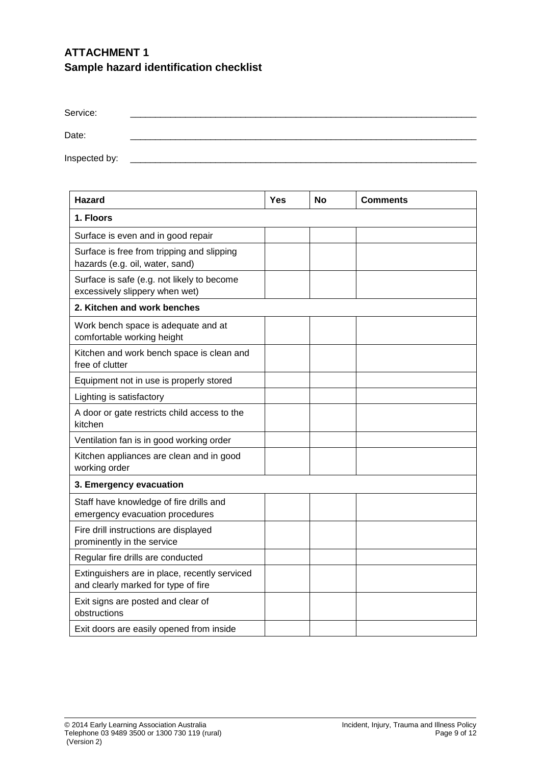## ATTACHMENT 1
## Sample hazard identification checklist

Service: _______________________________________________

Date: _______________________________________________

Inspected by: _______________________________________________

| Hazard | Yes | No | Comments |
|---|---|---|---|
| **1. Floors** | | | |
| Surface is even and in good repair | | | |
| Surface is free from tripping and slipping hazards (e.g. oil, water, sand) | | | |
| Surface is safe (e.g. not likely to become excessively slippery when wet) | | | |
| **2. Kitchen and work benches** | | | |
| Work bench space is adequate and at comfortable working height | | | |
| Kitchen and work bench space is clean and free of clutter | | | |
| Equipment not in use is properly stored | | | |
| Lighting is satisfactory | | | |
| A door or gate restricts child access to the kitchen | | | |
| Ventilation fan is in good working order | | | |
| Kitchen appliances are clean and in good working order | | | |
| **3. Emergency evacuation** | | | |
| Staff have knowledge of fire drills and emergency evacuation procedures | | | |
| Fire drill instructions are displayed prominently in the service | | | |
| Regular fire drills are conducted | | | |
| Extinguishers are in place, recently serviced and clearly marked for type of fire | | | |
| Exit signs are posted and clear of obstructions | | | |
| Exit doors are easily opened from inside | | | |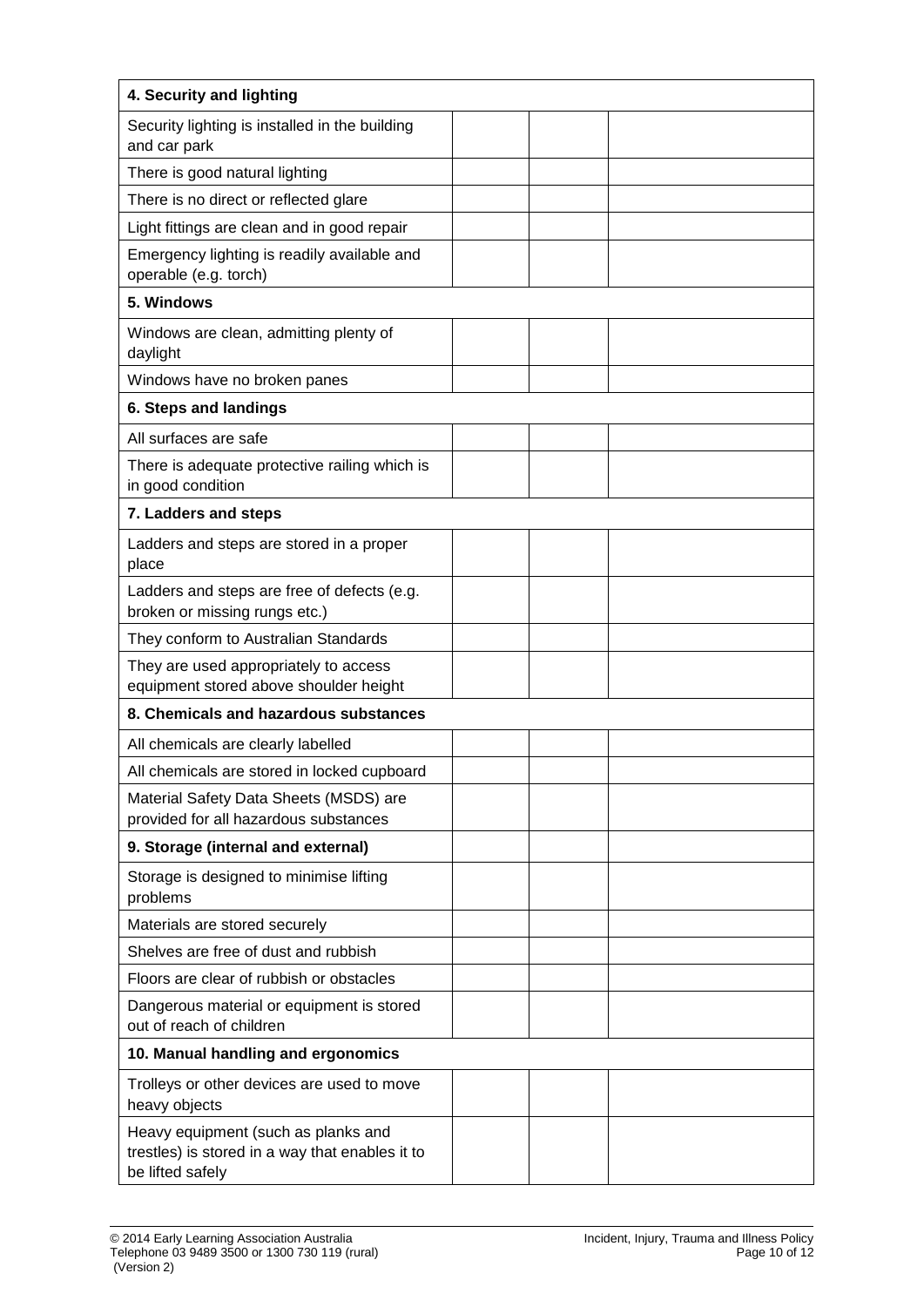| 4. Security and lighting | | | |
|---|---|---|---|
| Security lighting is installed in the building and car park | | | |
| There is good natural lighting | | | |
| There is no direct or reflected glare | | | |
| Light fittings are clean and in good repair | | | |
| Emergency lighting is readily available and operable (e.g. torch) | | | |
| **5. Windows** | | | |
| Windows are clean, admitting plenty of daylight | | | |
| Windows have no broken panes | | | |
| **6. Steps and landings** | | | |
| All surfaces are safe | | | |
| There is adequate protective railing which is in good condition | | | |
| **7. Ladders and steps** | | | |
| Ladders and steps are stored in a proper place | | | |
| Ladders and steps are free of defects (e.g. broken or missing rungs etc.) | | | |
| They conform to Australian Standards | | | |
| They are used appropriately to access equipment stored above shoulder height | | | |
| **8. Chemicals and hazardous substances** | | | |
| All chemicals are clearly labelled | | | |
| All chemicals are stored in locked cupboard | | | |
| Material Safety Data Sheets (MSDS) are provided for all hazardous substances | | | |
| **9. Storage (internal and external)** | | | |
| Storage is designed to minimise lifting problems | | | |
| Materials are stored securely | | | |
| Shelves are free of dust and rubbish | | | |
| Floors are clear of rubbish or obstacles | | | |
| Dangerous material or equipment is stored out of reach of children | | | |
| **10. Manual handling and ergonomics** | | | |
| Trolleys or other devices are used to move heavy objects | | | |
| Heavy equipment (such as planks and trestles) is stored in a way that enables it to be lifted safely | | | |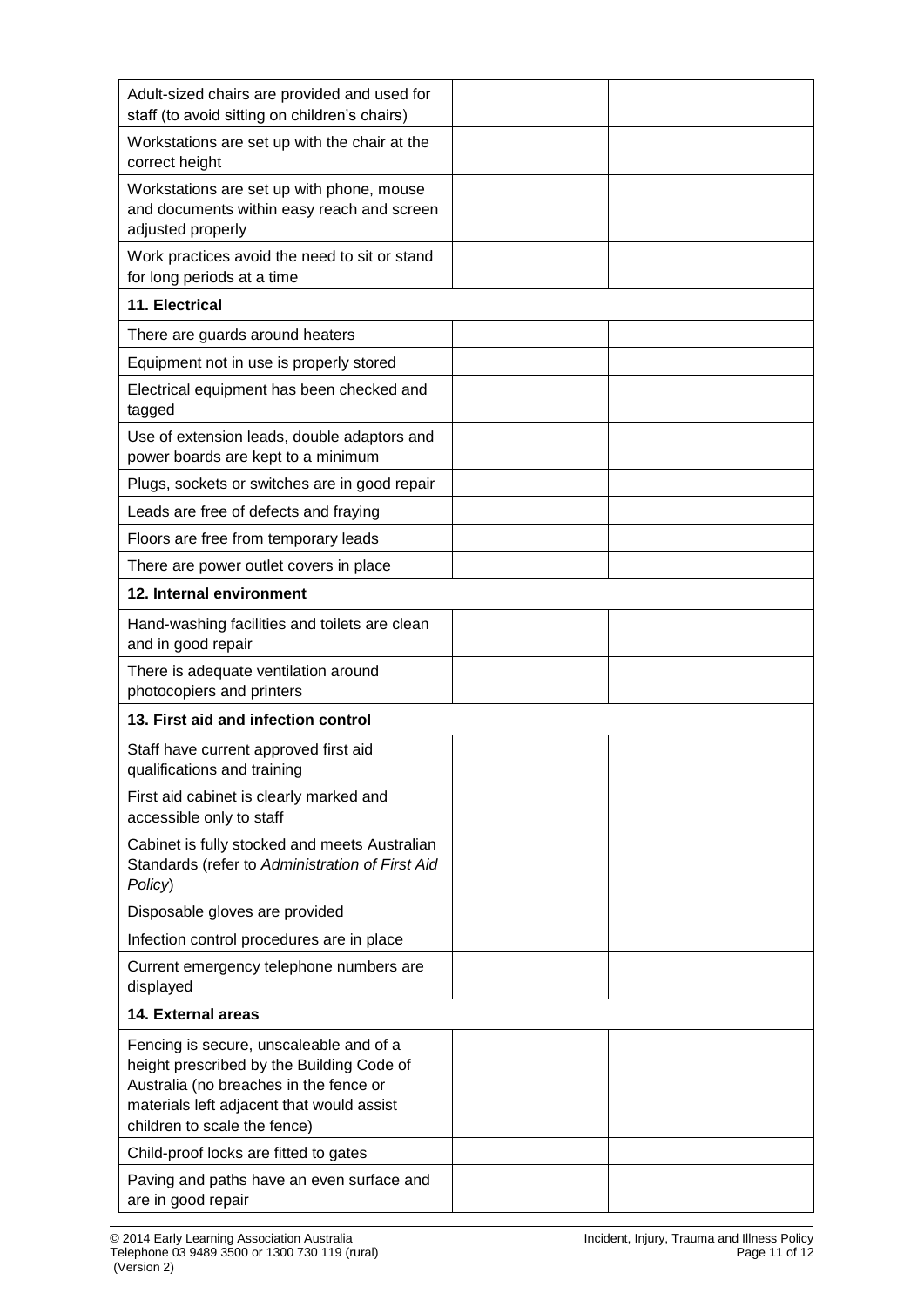| | | | |
|---|---|---|---|
| Adult-sized chairs are provided and used for staff (to avoid sitting on children's chairs) | | | |
| Workstations are set up with the chair at the correct height | | | |
| Workstations are set up with phone, mouse and documents within easy reach and screen adjusted properly | | | |
| Work practices avoid the need to sit or stand for long periods at a time | | | |
| **11. Electrical** | | | |
| There are guards around heaters | | | |
| Equipment not in use is properly stored | | | |
| Electrical equipment has been checked and tagged | | | |
| Use of extension leads, double adaptors and power boards are kept to a minimum | | | |
| Plugs, sockets or switches are in good repair | | | |
| Leads are free of defects and fraying | | | |
| Floors are free from temporary leads | | | |
| There are power outlet covers in place | | | |
| **12. Internal environment** | | | |
| Hand-washing facilities and toilets are clean and in good repair | | | |
| There is adequate ventilation around photocopiers and printers | | | |
| **13. First aid and infection control** | | | |
| Staff have current approved first aid qualifications and training | | | |
| First aid cabinet is clearly marked and accessible only to staff | | | |
| Cabinet is fully stocked and meets Australian Standards (refer to *Administration of First Aid Policy*) | | | |
| Disposable gloves are provided | | | |
| Infection control procedures are in place | | | |
| Current emergency telephone numbers are displayed | | | |
| **14. External areas** | | | |
| Fencing is secure, unscaleable and of a height prescribed by the Building Code of Australia (no breaches in the fence or materials left adjacent that would assist children to scale the fence) | | | |
| Child-proof locks are fitted to gates | | | |
| Paving and paths have an even surface and are in good repair | | | |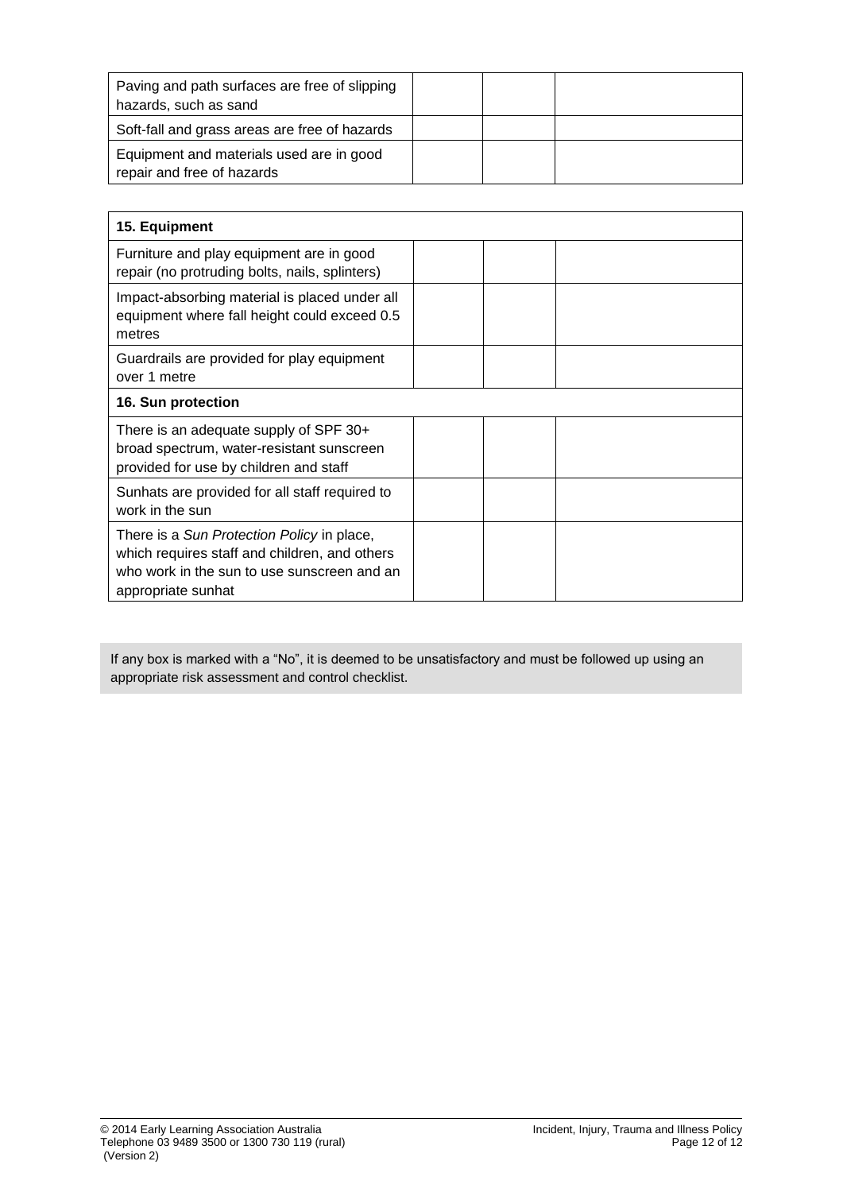| | | | |
|---|---|---|---|
| Paving and path surfaces are free of slipping hazards, such as sand | | | |
| Soft-fall and grass areas are free of hazards | | | |
| Equipment and materials used are in good repair and free of hazards | | | |

| **15. Equipment** | | | |
|---|---|---|---|
| Furniture and play equipment are in good repair (no protruding bolts, nails, splinters) | | | |
| Impact-absorbing material is placed under all equipment where fall height could exceed 0.5 metres | | | |
| Guardrails are provided for play equipment over 1 metre | | | |
| **16. Sun protection** | | | |
| There is an adequate supply of SPF 30+ broad spectrum, water-resistant sunscreen provided for use by children and staff | | | |
| Sunhats are provided for all staff required to work in the sun | | | |
| There is a *Sun Protection Policy* in place, which requires staff and children, and others who work in the sun to use sunscreen and an appropriate sunhat | | | |

If any box is marked with a "No", it is deemed to be unsatisfactory and must be followed up using an appropriate risk assessment and control checklist.